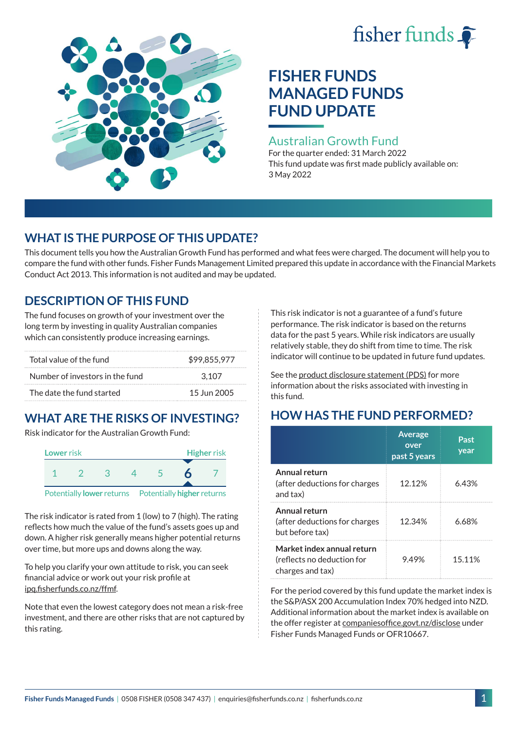fisher funds

# FISHER FUNDS MANAGED FUNDS FUND UPDATE

## Australian Growth Fund

For the quarter ended: 31 March 2022

This fund update was first made publicly available on: 3 May 2022

## WHAT IS THE PURPOSE OF THIS UPDATE?

This document tells you how the Australian Growth Fund has performed and what fees were charged. The document will help you to compare the fund with other funds. Fisher Funds Management Limited prepared this update in accordance with the Financial Markets Conduct Act 2013. This information is not audited and may be updated.

## DESCRIPTION OF THIS FUND

The fund focuses on growth of your investment over the long term by investing in quality Australian companies which can consistently produce increasing earnings.

| | |
|---|---|
| Total value of the fund | $99,855,977 |
| Number of investors in the fund | 3,107 |
| The date the fund started | 15 Jun 2005 |

## WHAT ARE THE RISKS OF INVESTING?

Risk indicator for the Australian Growth Fund:

Lower risk — Higher risk

1 2 3 4 5 **6** 7

Potentially **lower** returns — Potentially **higher** returns

The risk indicator is rated from 1 (low) to 7 (high). The rating reflects how much the value of the fund's assets goes up and down. A higher risk generally means higher potential returns over time, but more ups and downs along the way.

To help you clarify your own attitude to risk, you can seek financial advice or work out your risk profile at ipq.fisherfunds.co.nz/ffmf.

Note that even the lowest category does not mean a risk-free investment, and there are other risks that are not captured by this rating.

This risk indicator is not a guarantee of a fund's future performance. The risk indicator is based on the returns data for the past 5 years. While risk indicators are usually relatively stable, they do shift from time to time. The risk indicator will continue to be updated in future fund updates.

See the product disclosure statement (PDS) for more information about the risks associated with investing in this fund.

## HOW HAS THE FUND PERFORMED?

| | Average over past 5 years | Past year |
|---|---|---|
| **Annual return** (after deductions for charges and tax) | 12.12% | 6.43% |
| **Annual return** (after deductions for charges but before tax) | 12.34% | 6.68% |
| **Market index annual return** (reflects no deduction for charges and tax) | 9.49% | 15.11% |

For the period covered by this fund update the market index is the S&P/ASX 200 Accumulation Index 70% hedged into NZD. Additional information about the market index is available on the offer register at companiesoffice.govt.nz/disclose under Fisher Funds Managed Funds or OFR10667.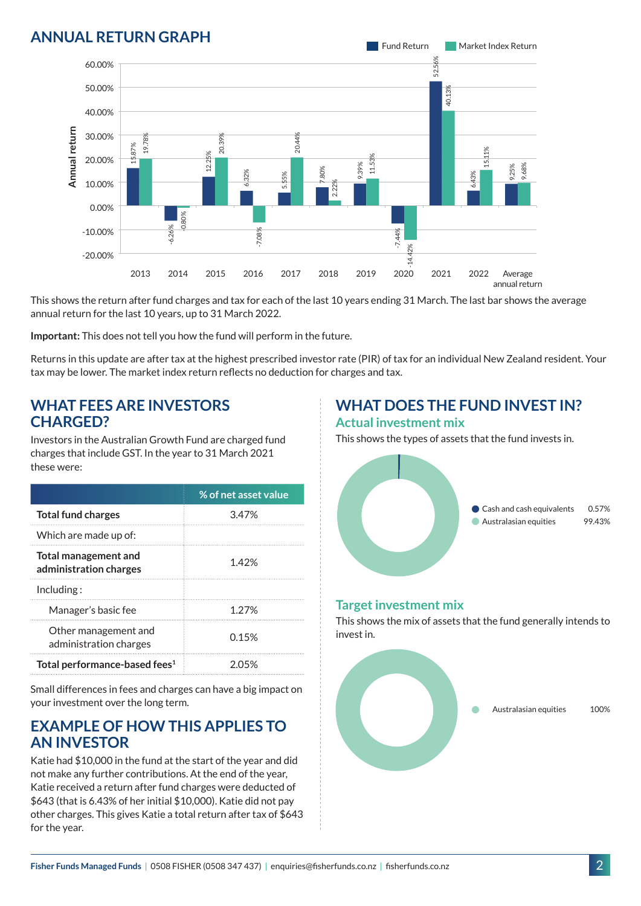## ANNUAL RETURN GRAPH

| Year | Fund Return | Market Index Return |
|---|---|---|
| 2013 | 15.87% | 19.78% |
| 2014 | -6.26% | -0.80% |
| 2015 | 12.25% | 20.39% |
| 2016 | 6.32% | -7.08% |
| 2017 | 5.55% | 20.44% |
| 2018 | 7.80% | 2.22% |
| 2019 | 9.39% | 11.53% |
| 2020 | -7.44% | -14.42% |
| 2021 | 52.56% | 40.13% |
| 2022 | 6.43% | 15.11% |
| Average annual return | 9.25% | 9.68% |

This shows the return after fund charges and tax for each of the last 10 years ending 31 March. The last bar shows the average annual return for the last 10 years, up to 31 March 2022.

**Important:** This does not tell you how the fund will perform in the future.

Returns in this update are after tax at the highest prescribed investor rate (PIR) of tax for an individual New Zealand resident. Your tax may be lower. The market index return reflects no deduction for charges and tax.

## WHAT FEES ARE INVESTORS CHARGED?

Investors in the Australian Growth Fund are charged fund charges that include GST. In the year to 31 March 2021 these were:

| | % of net asset value |
|---|---|
| **Total fund charges** | 3.47% |
| Which are made up of: | |
| **Total management and administration charges** | 1.42% |
| Including : | |
| Manager's basic fee | 1.27% |
| Other management and administration charges | 0.15% |
| **Total performance-based fees**[1] | 2.05% |

Small differences in fees and charges can have a big impact on your investment over the long term.

## EXAMPLE OF HOW THIS APPLIES TO AN INVESTOR

Katie had $10,000 in the fund at the start of the year and did not make any further contributions. At the end of the year, Katie received a return after fund charges were deducted of $643 (that is 6.43% of her initial $10,000). Katie did not pay other charges. This gives Katie a total return after tax of $643 for the year.

## WHAT DOES THE FUND INVEST IN?

### Actual investment mix

This shows the types of assets that the fund invests in.

| Asset | % |
|---|---|
| Cash and cash equivalents | 0.57% |
| Australasian equities | 99.43% |

### Target investment mix

This shows the mix of assets that the fund generally intends to invest in.

| Asset | % |
|---|---|
| Australasian equities | 100% |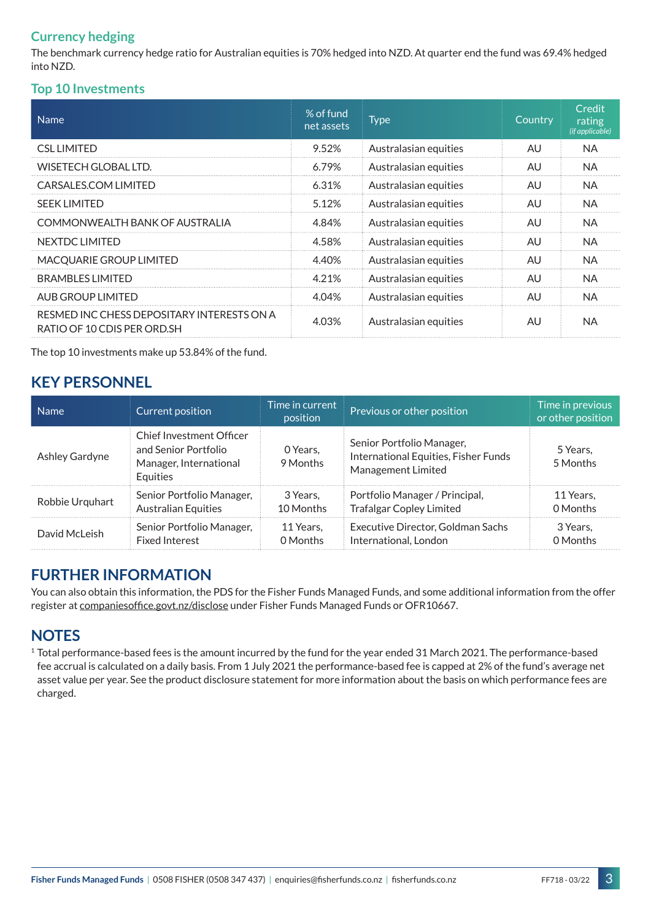## Currency hedging

The benchmark currency hedge ratio for Australian equities is 70% hedged into NZD. At quarter end the fund was 69.4% hedged into NZD.

## Top 10 Investments

| Name | % of fund net assets | Type | Country | Credit rating *(if applicable)* |
|---|---|---|---|---|
| CSL LIMITED | 9.52% | Australasian equities | AU | NA |
| WISETECH GLOBAL LTD. | 6.79% | Australasian equities | AU | NA |
| CARSALES.COM LIMITED | 6.31% | Australasian equities | AU | NA |
| SEEK LIMITED | 5.12% | Australasian equities | AU | NA |
| COMMONWEALTH BANK OF AUSTRALIA | 4.84% | Australasian equities | AU | NA |
| NEXTDC LIMITED | 4.58% | Australasian equities | AU | NA |
| MACQUARIE GROUP LIMITED | 4.40% | Australasian equities | AU | NA |
| BRAMBLES LIMITED | 4.21% | Australasian equities | AU | NA |
| AUB GROUP LIMITED | 4.04% | Australasian equities | AU | NA |
| RESMED INC CHESS DEPOSITARY INTERESTS ON A RATIO OF 10 CDIS PER ORD.SH | 4.03% | Australasian equities | AU | NA |

The top 10 investments make up 53.84% of the fund.

# KEY PERSONNEL

| Name | Current position | Time in current position | Previous or other position | Time in previous or other position |
|---|---|---|---|---|
| Ashley Gardyne | Chief Investment Officer and Senior Portfolio Manager, International Equities | 0 Years, 9 Months | Senior Portfolio Manager, International Equities, Fisher Funds Management Limited | 5 Years, 5 Months |
| Robbie Urquhart | Senior Portfolio Manager, Australian Equities | 3 Years, 10 Months | Portfolio Manager / Principal, Trafalgar Copley Limited | 11 Years, 0 Months |
| David McLeish | Senior Portfolio Manager, Fixed Interest | 11 Years, 0 Months | Executive Director, Goldman Sachs International, London | 3 Years, 0 Months |

# FURTHER INFORMATION

You can also obtain this information, the PDS for the Fisher Funds Managed Funds, and some additional information from the offer register at companiesoffice.govt.nz/disclose under Fisher Funds Managed Funds or OFR10667.

# NOTES

[1] Total performance-based fees is the amount incurred by the fund for the year ended 31 March 2021. The performance-based fee accrual is calculated on a daily basis. From 1 July 2021 the performance-based fee is capped at 2% of the fund's average net asset value per year. See the product disclosure statement for more information about the basis on which performance fees are charged.